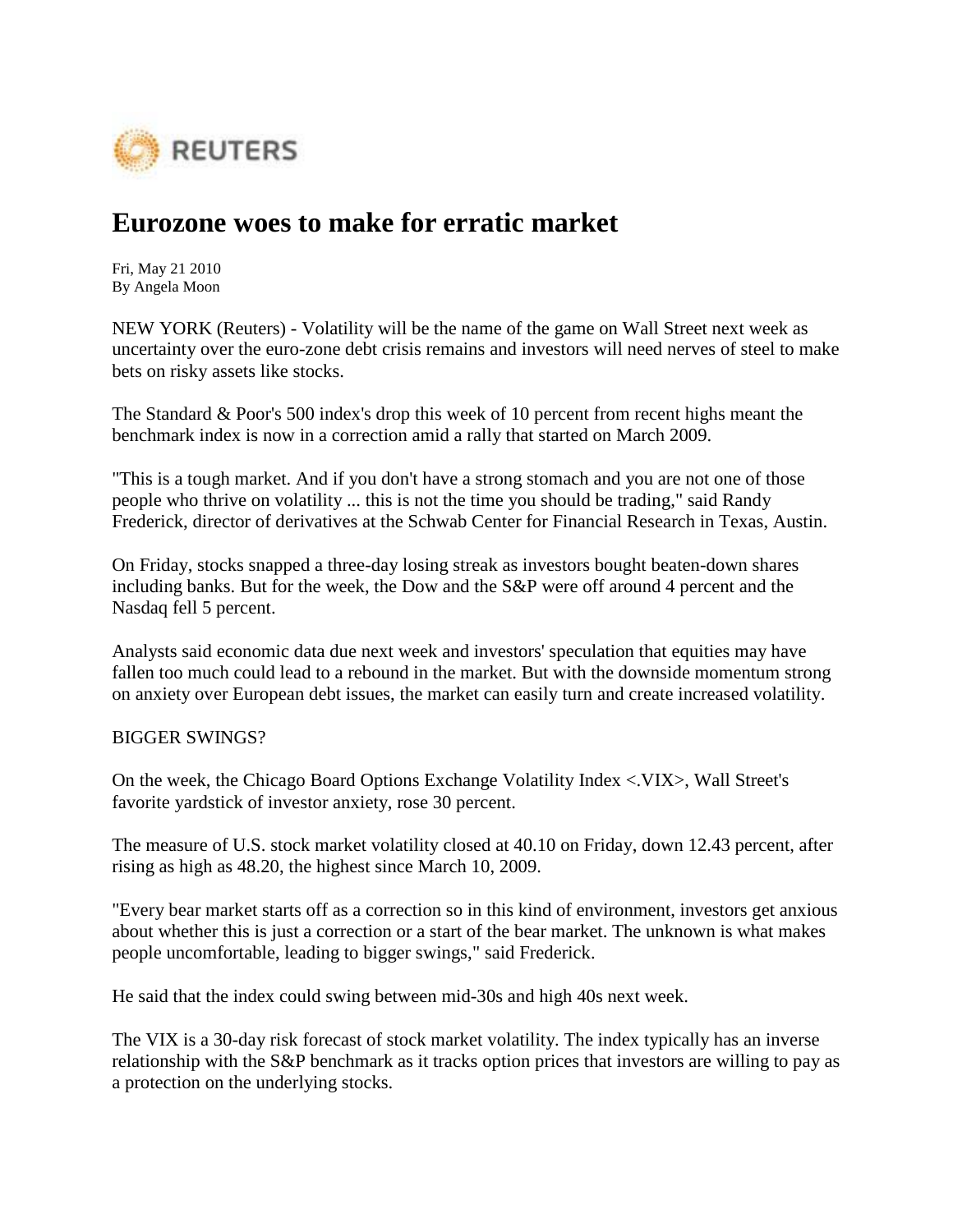REUTERS

# Eurozone woes to make for erratic market

Fri, May 21 2010
By Angela Moon

NEW YORK (Reuters) - Volatility will be the name of the game on Wall Street next week as uncertainty over the euro-zone debt crisis remains and investors will need nerves of steel to make bets on risky assets like stocks.

The Standard & Poor's 500 index's drop this week of 10 percent from recent highs meant the benchmark index is now in a correction amid a rally that started on March 2009.

"This is a tough market. And if you don't have a strong stomach and you are not one of those people who thrive on volatility ... this is not the time you should be trading," said Randy Frederick, director of derivatives at the Schwab Center for Financial Research in Texas, Austin.

On Friday, stocks snapped a three-day losing streak as investors bought beaten-down shares including banks. But for the week, the Dow and the S&P were off around 4 percent and the Nasdaq fell 5 percent.

Analysts said economic data due next week and investors' speculation that equities may have fallen too much could lead to a rebound in the market. But with the downside momentum strong on anxiety over European debt issues, the market can easily turn and create increased volatility.

BIGGER SWINGS?

On the week, the Chicago Board Options Exchange Volatility Index <.VIX>, Wall Street's favorite yardstick of investor anxiety, rose 30 percent.

The measure of U.S. stock market volatility closed at 40.10 on Friday, down 12.43 percent, after rising as high as 48.20, the highest since March 10, 2009.

"Every bear market starts off as a correction so in this kind of environment, investors get anxious about whether this is just a correction or a start of the bear market. The unknown is what makes people uncomfortable, leading to bigger swings," said Frederick.

He said that the index could swing between mid-30s and high 40s next week.

The VIX is a 30-day risk forecast of stock market volatility. The index typically has an inverse relationship with the S&P benchmark as it tracks option prices that investors are willing to pay as a protection on the underlying stocks.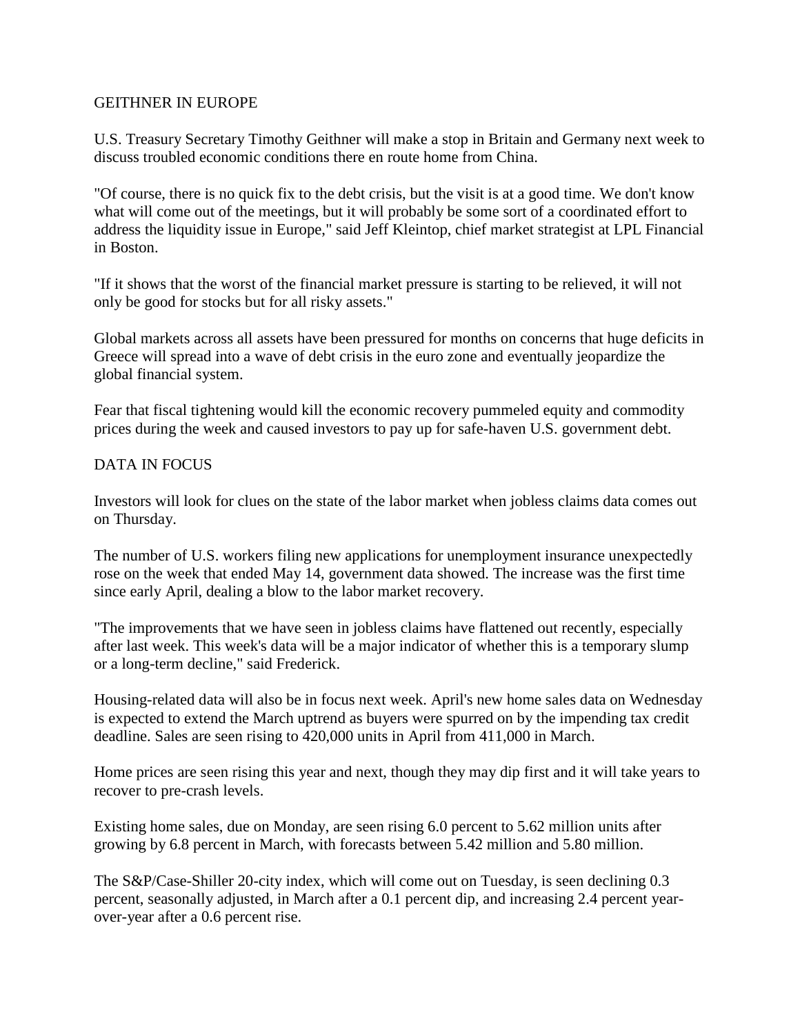## GEITHNER IN EUROPE

U.S. Treasury Secretary Timothy Geithner will make a stop in Britain and Germany next week to discuss troubled economic conditions there en route home from China.

"Of course, there is no quick fix to the debt crisis, but the visit is at a good time. We don't know what will come out of the meetings, but it will probably be some sort of a coordinated effort to address the liquidity issue in Europe," said Jeff Kleintop, chief market strategist at LPL Financial in Boston.

"If it shows that the worst of the financial market pressure is starting to be relieved, it will not only be good for stocks but for all risky assets."

Global markets across all assets have been pressured for months on concerns that huge deficits in Greece will spread into a wave of debt crisis in the euro zone and eventually jeopardize the global financial system.

Fear that fiscal tightening would kill the economic recovery pummeled equity and commodity prices during the week and caused investors to pay up for safe-haven U.S. government debt.

## DATA IN FOCUS

Investors will look for clues on the state of the labor market when jobless claims data comes out on Thursday.

The number of U.S. workers filing new applications for unemployment insurance unexpectedly rose on the week that ended May 14, government data showed. The increase was the first time since early April, dealing a blow to the labor market recovery.

"The improvements that we have seen in jobless claims have flattened out recently, especially after last week. This week's data will be a major indicator of whether this is a temporary slump or a long-term decline," said Frederick.

Housing-related data will also be in focus next week. April's new home sales data on Wednesday is expected to extend the March uptrend as buyers were spurred on by the impending tax credit deadline. Sales are seen rising to 420,000 units in April from 411,000 in March.

Home prices are seen rising this year and next, though they may dip first and it will take years to recover to pre-crash levels.

Existing home sales, due on Monday, are seen rising 6.0 percent to 5.62 million units after growing by 6.8 percent in March, with forecasts between 5.42 million and 5.80 million.

The S&P/Case-Shiller 20-city index, which will come out on Tuesday, is seen declining 0.3 percent, seasonally adjusted, in March after a 0.1 percent dip, and increasing 2.4 percent year-over-year after a 0.6 percent rise.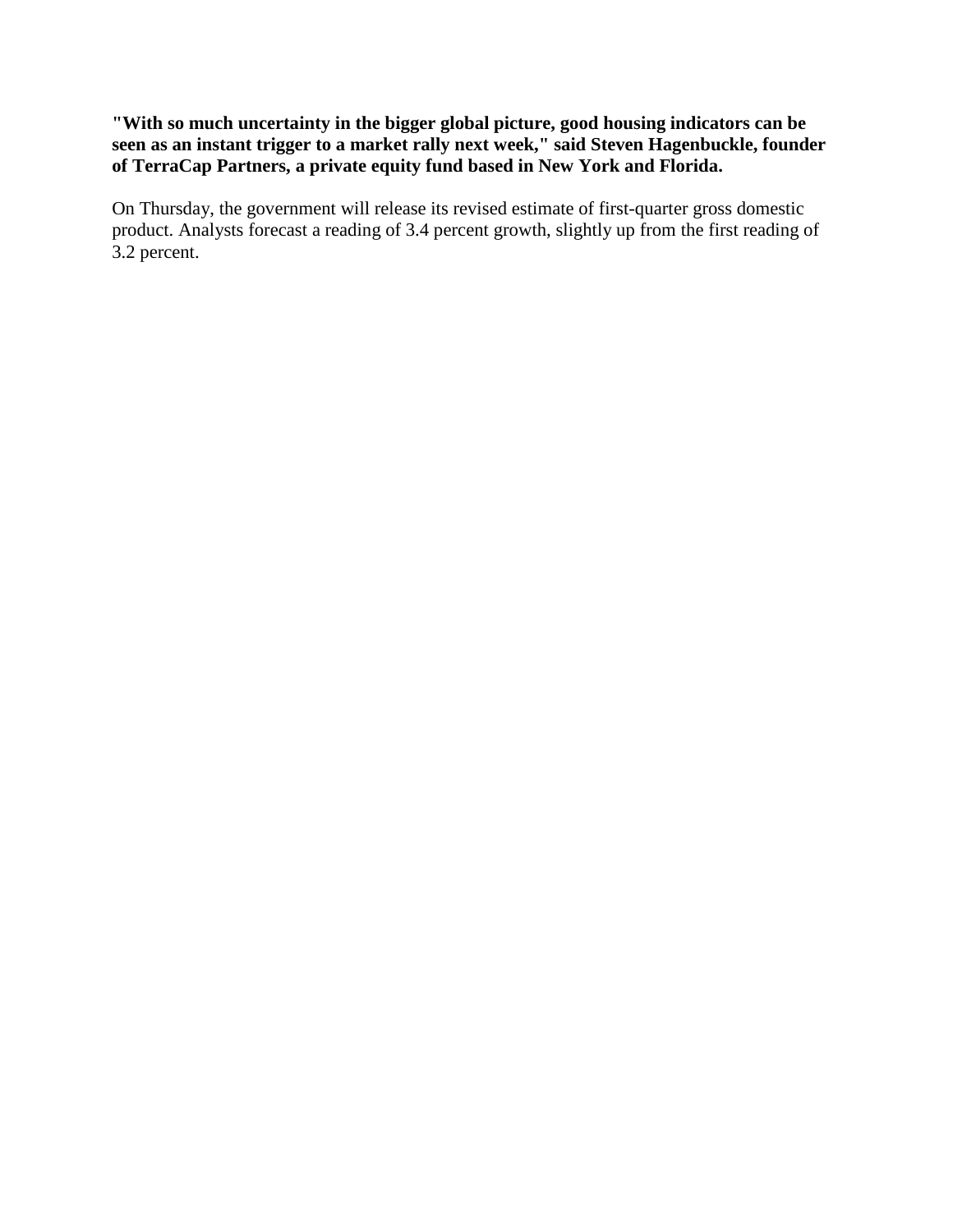**"With so much uncertainty in the bigger global picture, good housing indicators can be seen as an instant trigger to a market rally next week," said Steven Hagenbuckle, founder of TerraCap Partners, a private equity fund based in New York and Florida.**

On Thursday, the government will release its revised estimate of first-quarter gross domestic product. Analysts forecast a reading of 3.4 percent growth, slightly up from the first reading of 3.2 percent.